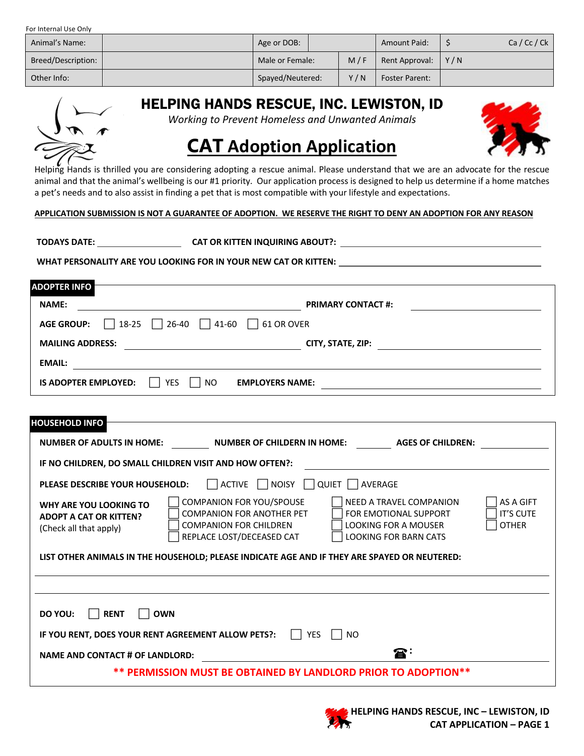For Internal Use Only

| Animal's Name: | | Age or DOB: | | Amount Paid: | $ Ca / Cc / Ck |
|---|---|---|---|---|---|
| Breed/Description: | | Male or Female: | M / F | Rent Approval: | Y / N |
| Other Info: | | Spayed/Neutered: | Y / N | Foster Parent: | |

# HELPING HANDS RESCUE, INC. LEWISTON, ID

*Working to Prevent Homeless and Unwanted Animals*

## CAT Adoption Application

Helping Hands is thrilled you are considering adopting a rescue animal. Please understand that we are an advocate for the rescue animal and that the animal's wellbeing is our #1 priority. Our application process is designed to help us determine if a home matches a pet's needs and to also assist in finding a pet that is most compatible with your lifestyle and expectations.

**APPLICATION SUBMISSION IS NOT A GUARANTEE OF ADOPTION. WE RESERVE THE RIGHT TO DENY AN ADOPTION FOR ANY REASON**

**TODAYS DATE:** ______________ **CAT OR KITTEN INQUIRING ABOUT?:** ______________________________

**WHAT PERSONALITY ARE YOU LOOKING FOR IN YOUR NEW CAT OR KITTEN:** ______________________________

### ADOPTER INFO

**NAME:** ______________________________ **PRIMARY CONTACT #:** ______________________

**AGE GROUP:** ☐ 18-25 ☐ 26-40 ☐ 41-60 ☐ 61 OR OVER

**MAILING ADDRESS:** ______________________________ **CITY, STATE, ZIP:** ______________________

**EMAIL:** ______________________________________________________________

**IS ADOPTER EMPLOYED:** ☐ YES ☐ NO **EMPLOYERS NAME:** ______________________________

### HOUSEHOLD INFO

**NUMBER OF ADULTS IN HOME:** ________ **NUMBER OF CHILDERN IN HOME:** ________ **AGES OF CHILDREN:** ________

**IF NO CHILDREN, DO SMALL CHILDREN VISIT AND HOW OFTEN?:** ______________________________

**PLEASE DESCRIBE YOUR HOUSEHOLD:** ☐ ACTIVE ☐ NOISY ☐ QUIET ☐ AVERAGE

**WHY ARE YOU LOOKING TO ADOPT A CAT OR KITTEN?** (Check all that apply)

☐ COMPANION FOR YOU/SPOUSE
☐ COMPANION FOR ANOTHER PET
☐ COMPANION FOR CHILDREN
☐ REPLACE LOST/DECEASED CAT
☐ NEED A TRAVEL COMPANION
☐ FOR EMOTIONAL SUPPORT
☐ LOOKING FOR A MOUSER
☐ LOOKING FOR BARN CATS
☐ AS A GIFT
☐ IT'S CUTE
☐ OTHER

**LIST OTHER ANIMALS IN THE HOUSEHOLD; PLEASE INDICATE AGE AND IF THEY ARE SPAYED OR NEUTERED:**

______________________________________________________________

______________________________________________________________

**DO YOU:** ☐ **RENT** ☐ **OWN**

**IF YOU RENT, DOES YOUR RENT AGREEMENT ALLOW PETS?:** ☐ YES ☐ NO

**NAME AND CONTACT # OF LANDLORD:** ______________________________ ☎: ______________

**\*\* PERMISSION MUST BE OBTAINED BY LANDLORD PRIOR TO ADOPTION\*\***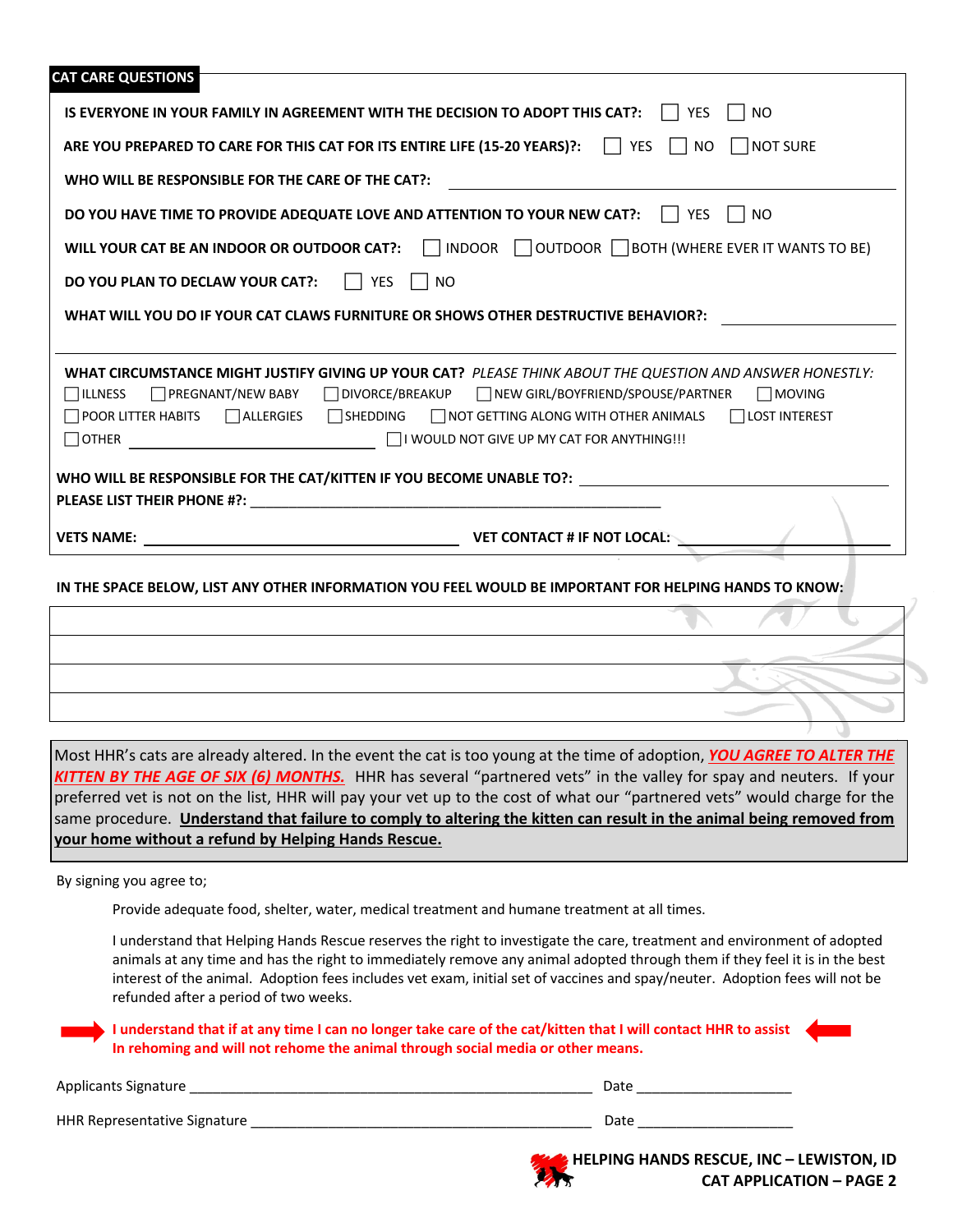## CAT CARE QUESTIONS

IS EVERYONE IN YOUR FAMILY IN AGREEMENT WITH THE DECISION TO ADOPT THIS CAT?: ☐ YES ☐ NO

ARE YOU PREPARED TO CARE FOR THIS CAT FOR ITS ENTIRE LIFE (15-20 YEARS)?: ☐ YES ☐ NO ☐ NOT SURE

WHO WILL BE RESPONSIBLE FOR THE CARE OF THE CAT?: ______________________________

DO YOU HAVE TIME TO PROVIDE ADEQUATE LOVE AND ATTENTION TO YOUR NEW CAT?: ☐ YES ☐ NO

WILL YOUR CAT BE AN INDOOR OR OUTDOOR CAT?: ☐ INDOOR ☐ OUTDOOR ☐ BOTH (WHERE EVER IT WANTS TO BE)

DO YOU PLAN TO DECLAW YOUR CAT?: ☐ YES ☐ NO

WHAT WILL YOU DO IF YOUR CAT CLAWS FURNITURE OR SHOWS OTHER DESTRUCTIVE BEHAVIOR?: ______________

WHAT CIRCUMSTANCE MIGHT JUSTIFY GIVING UP YOUR CAT? *PLEASE THINK ABOUT THE QUESTION AND ANSWER HONESTLY:*

☐ ILLNESS ☐ PREGNANT/NEW BABY ☐ DIVORCE/BREAKUP ☐ NEW GIRL/BOYFRIEND/SPOUSE/PARTNER ☐ MOVING
☐ POOR LITTER HABITS ☐ ALLERGIES ☐ SHEDDING ☐ NOT GETTING ALONG WITH OTHER ANIMALS ☐ LOST INTEREST
☐ OTHER ______________________ ☐ I WOULD NOT GIVE UP MY CAT FOR ANYTHING!!!

WHO WILL BE RESPONSIBLE FOR THE CAT/KITTEN IF YOU BECOME UNABLE TO?: ______________________________
PLEASE LIST THEIR PHONE #?: ______________________________

VETS NAME: ______________________ VET CONTACT # IF NOT LOCAL: ______________________

IN THE SPACE BELOW, LIST ANY OTHER INFORMATION YOU FEEL WOULD BE IMPORTANT FOR HELPING HANDS TO KNOW:

| |
|---|
| |
| |
| |
| |

Most HHR's cats are already altered. In the event the cat is too young at the time of adoption, ***YOU AGREE TO ALTER THE KITTEN BY THE AGE OF SIX (6) MONTHS.*** HHR has several "partnered vets" in the valley for spay and neuters. If your preferred vet is not on the list, HHR will pay your vet up to the cost of what our "partnered vets" would charge for the same procedure. **Understand that failure to comply to altering the kitten can result in the animal being removed from your home without a refund by Helping Hands Rescue.**

By signing you agree to;

Provide adequate food, shelter, water, medical treatment and humane treatment at all times.

I understand that Helping Hands Rescue reserves the right to investigate the care, treatment and environment of adopted animals at any time and has the right to immediately remove any animal adopted through them if they feel it is in the best interest of the animal. Adoption fees includes vet exam, initial set of vaccines and spay/neuter. Adoption fees will not be refunded after a period of two weeks.

**I understand that if at any time I can no longer take care of the cat/kitten that I will contact HHR to assist In rehoming and will not rehome the animal through social media or other means.**

Applicants Signature ______________________________ Date ______________

HHR Representative Signature ______________________________ Date ______________

**HELPING HANDS RESCUE, INC – LEWISTON, ID**
**CAT APPLICATION – PAGE 2**